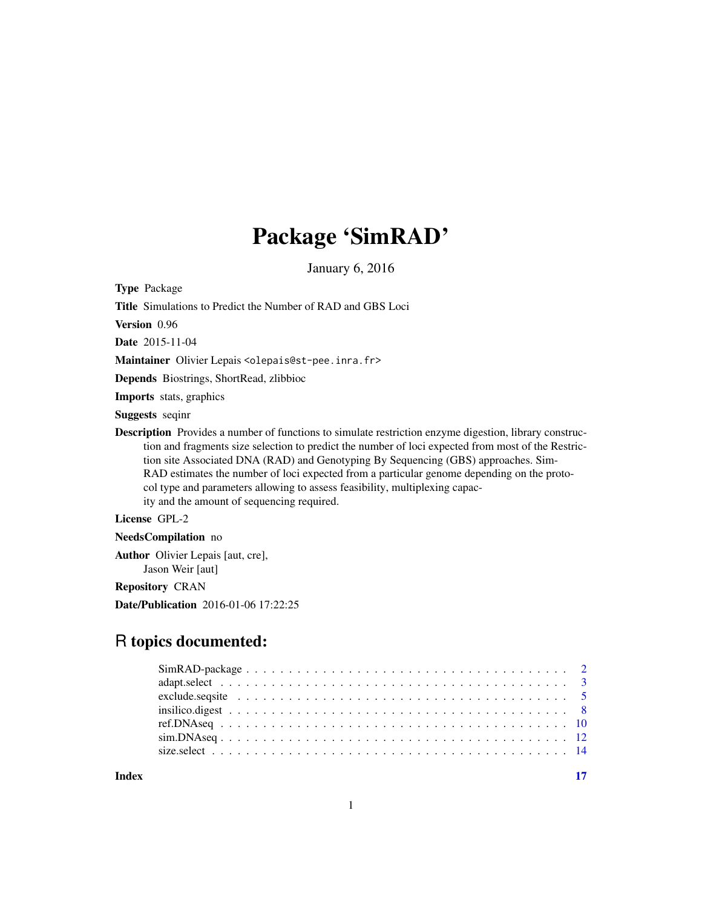# Package 'SimRAD'

January 6, 2016

**Type** Package

**Title** Simulations to Predict the Number of RAD and GBS Loci

**Version** 0.96

**Date** 2015-11-04

**Maintainer** Olivier Lepais <olepais@st-pee.inra.fr>

**Depends** Biostrings, ShortRead, zlibbioc

**Imports** stats, graphics

**Suggests** seqinr

**Description** Provides a number of functions to simulate restriction enzyme digestion, library construction and fragments size selection to predict the number of loci expected from most of the Restriction site Associated DNA (RAD) and Genotyping By Sequencing (GBS) approaches. SimRAD estimates the number of loci expected from a particular genome depending on the protocol type and parameters allowing to assess feasibility, multiplexing capacity and the amount of sequencing required.

**License** GPL-2

**NeedsCompilation** no

**Author** Olivier Lepais [aut, cre],
Jason Weir [aut]

**Repository** CRAN

**Date/Publication** 2016-01-06 17:22:25

## R topics documented:

- SimRAD-package . . . . . . . . . . . . . . . . . . . . . . . . . . . . . . . . . . . . 2
- adapt.select . . . . . . . . . . . . . . . . . . . . . . . . . . . . . . . . . . . . . . 3
- exclude.seqsite . . . . . . . . . . . . . . . . . . . . . . . . . . . . . . . . . . . . 5
- insilico.digest . . . . . . . . . . . . . . . . . . . . . . . . . . . . . . . . . . . . 8
- ref.DNAseq . . . . . . . . . . . . . . . . . . . . . . . . . . . . . . . . . . . . . . 10
- sim.DNAseq . . . . . . . . . . . . . . . . . . . . . . . . . . . . . . . . . . . . . . 12
- size.select . . . . . . . . . . . . . . . . . . . . . . . . . . . . . . . . . . . . . . 14

**Index** 17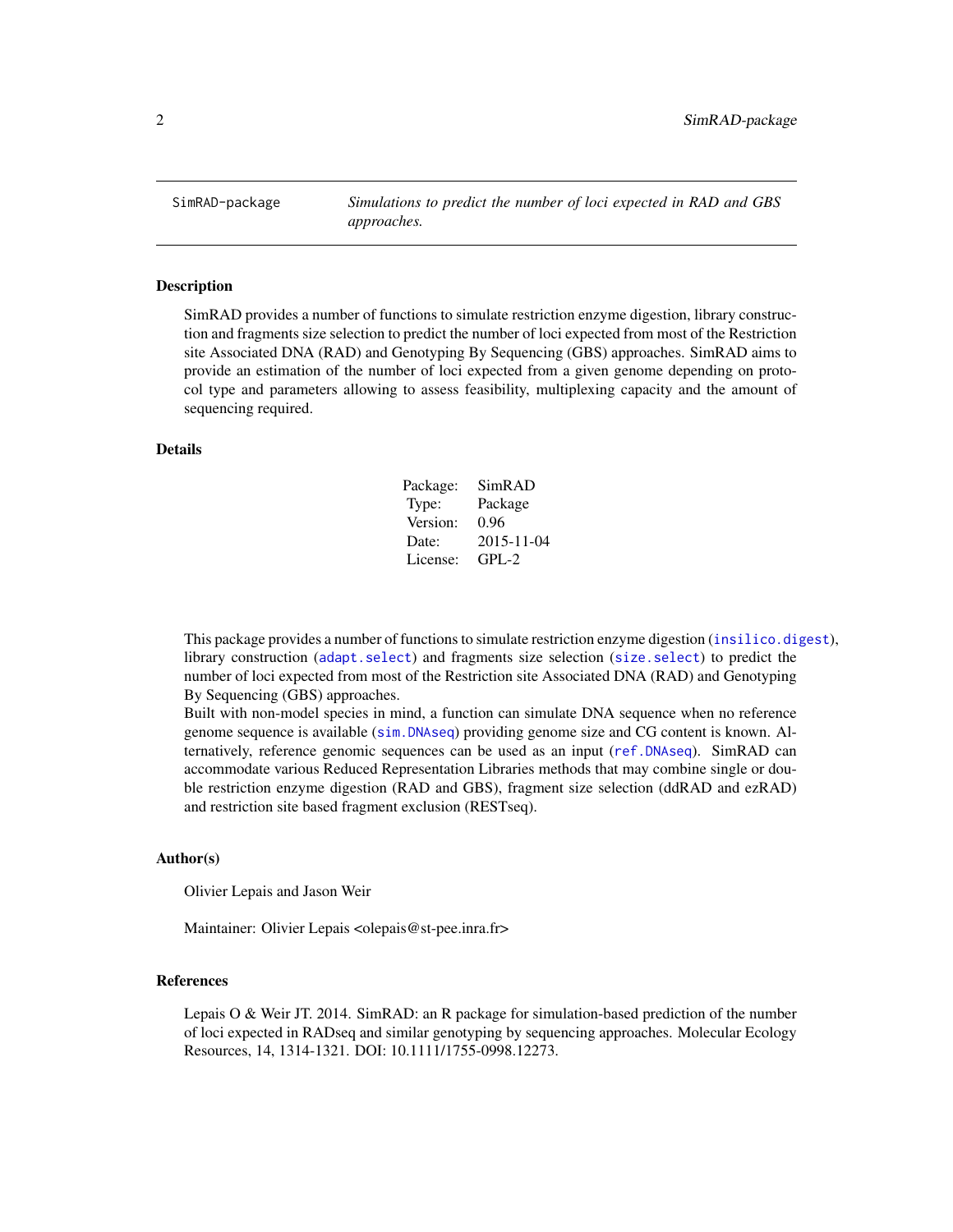SimRAD-package *Simulations to predict the number of loci expected in RAD and GBS approaches.*

## Description

SimRAD provides a number of functions to simulate restriction enzyme digestion, library construction and fragments size selection to predict the number of loci expected from most of the Restriction site Associated DNA (RAD) and Genotyping By Sequencing (GBS) approaches. SimRAD aims to provide an estimation of the number of loci expected from a given genome depending on protocol type and parameters allowing to assess feasibility, multiplexing capacity and the amount of sequencing required.

## Details

| | |
|---|---|
| Package: | SimRAD |
| Type: | Package |
| Version: | 0.96 |
| Date: | 2015-11-04 |
| License: | GPL-2 |

This package provides a number of functions to simulate restriction enzyme digestion (`insilico.digest`), library construction (`adapt.select`) and fragments size selection (`size.select`) to predict the number of loci expected from most of the Restriction site Associated DNA (RAD) and Genotyping By Sequencing (GBS) approaches.
Built with non-model species in mind, a function can simulate DNA sequence when no reference genome sequence is available (`sim.DNAseq`) providing genome size and CG content is known. Alternatively, reference genomic sequences can be used as an input (`ref.DNAseq`). SimRAD can accommodate various Reduced Representation Libraries methods that may combine single or double restriction enzyme digestion (RAD and GBS), fragment size selection (ddRAD and ezRAD) and restriction site based fragment exclusion (RESTseq).

## Author(s)

Olivier Lepais and Jason Weir

Maintainer: Olivier Lepais <olepais@st-pee.inra.fr>

## References

Lepais O & Weir JT. 2014. SimRAD: an R package for simulation-based prediction of the number of loci expected in RADseq and similar genotyping by sequencing approaches. Molecular Ecology Resources, 14, 1314-1321. DOI: 10.1111/1755-0998.12273.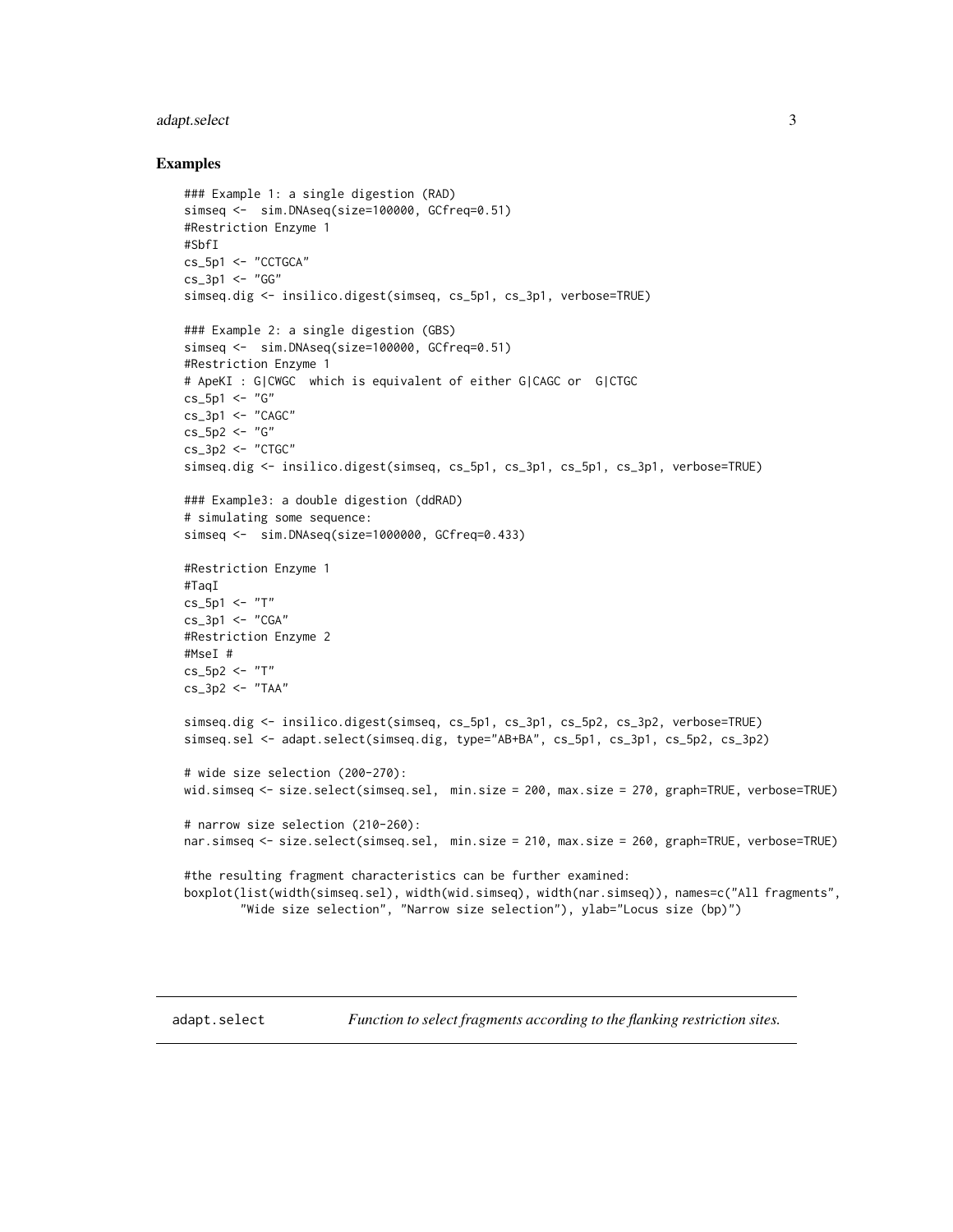## Examples

```
### Example 1: a single digestion (RAD)
simseq <-  sim.DNAseq(size=100000, GCfreq=0.51)
#Restriction Enzyme 1
#SbfI
cs_5p1 <- "CCTGCA"
cs_3p1 <- "GG"
simseq.dig <- insilico.digest(simseq, cs_5p1, cs_3p1, verbose=TRUE)

### Example 2: a single digestion (GBS)
simseq <-  sim.DNAseq(size=100000, GCfreq=0.51)
#Restriction Enzyme 1
# ApeKI : G|CWGC  which is equivalent of either G|CAGC or  G|CTGC
cs_5p1 <- "G"
cs_3p1 <- "CAGC"
cs_5p2 <- "G"
cs_3p2 <- "CTGC"
simseq.dig <- insilico.digest(simseq, cs_5p1, cs_3p1, cs_5p1, cs_3p1, verbose=TRUE)

### Example3: a double digestion (ddRAD)
# simulating some sequence:
simseq <-  sim.DNAseq(size=1000000, GCfreq=0.433)

#Restriction Enzyme 1
#TaqI
cs_5p1 <- "T"
cs_3p1 <- "CGA"
#Restriction Enzyme 2
#MseI #
cs_5p2 <- "T"
cs_3p2 <- "TAA"

simseq.dig <- insilico.digest(simseq, cs_5p1, cs_3p1, cs_5p2, cs_3p2, verbose=TRUE)
simseq.sel <- adapt.select(simseq.dig, type="AB+BA", cs_5p1, cs_3p1, cs_5p2, cs_3p2)

# wide size selection (200-270):
wid.simseq <- size.select(simseq.sel,  min.size = 200, max.size = 270, graph=TRUE, verbose=TRUE)

# narrow size selection (210-260):
nar.simseq <- size.select(simseq.sel,  min.size = 210, max.size = 260, graph=TRUE, verbose=TRUE)

#the resulting fragment characteristics can be further examined:
boxplot(list(width(simseq.sel), width(wid.simseq), width(nar.simseq)), names=c("All fragments",
        "Wide size selection", "Narrow size selection"), ylab="Locus size (bp)")
```

---

adapt.select    *Function to select fragments according to the flanking restriction sites.*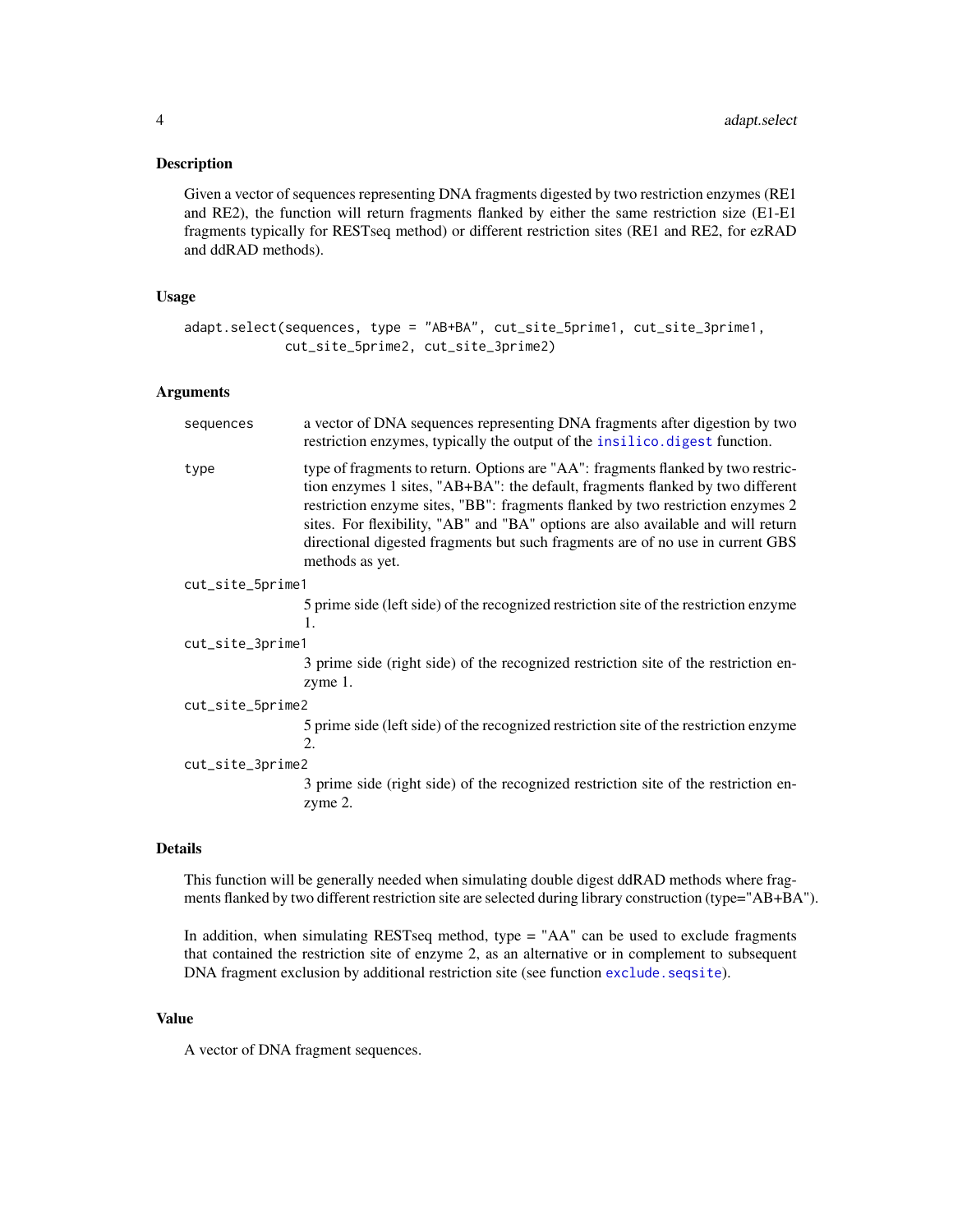## Description

Given a vector of sequences representing DNA fragments digested by two restriction enzymes (RE1 and RE2), the function will return fragments flanked by either the same restriction size (E1-E1 fragments typically for RESTseq method) or different restriction sites (RE1 and RE2, for ezRAD and ddRAD methods).

## Usage

```
adapt.select(sequences, type = "AB+BA", cut_site_5prime1, cut_site_3prime1,
             cut_site_5prime2, cut_site_3prime2)
```

## Arguments

- `sequences` — a vector of DNA sequences representing DNA fragments after digestion by two restriction enzymes, typically the output of the `insilico.digest` function.
- `type` — type of fragments to return. Options are "AA": fragments flanked by two restriction enzymes 1 sites, "AB+BA": the default, fragments flanked by two different restriction enzyme sites, "BB": fragments flanked by two restriction enzymes 2 sites. For flexibility, "AB" and "BA" options are also available and will return directional digested fragments but such fragments are of no use in current GBS methods as yet.
- `cut_site_5prime1` — 5 prime side (left side) of the recognized restriction site of the restriction enzyme 1.
- `cut_site_3prime1` — 3 prime side (right side) of the recognized restriction site of the restriction enzyme 1.
- `cut_site_5prime2` — 5 prime side (left side) of the recognized restriction site of the restriction enzyme 2.
- `cut_site_3prime2` — 3 prime side (right side) of the recognized restriction site of the restriction enzyme 2.

## Details

This function will be generally needed when simulating double digest ddRAD methods where fragments flanked by two different restriction site are selected during library construction (type="AB+BA").

In addition, when simulating RESTseq method, type = "AA" can be used to exclude fragments that contained the restriction site of enzyme 2, as an alternative or in complement to subsequent DNA fragment exclusion by additional restriction site (see function `exclude.seqsite`).

## Value

A vector of DNA fragment sequences.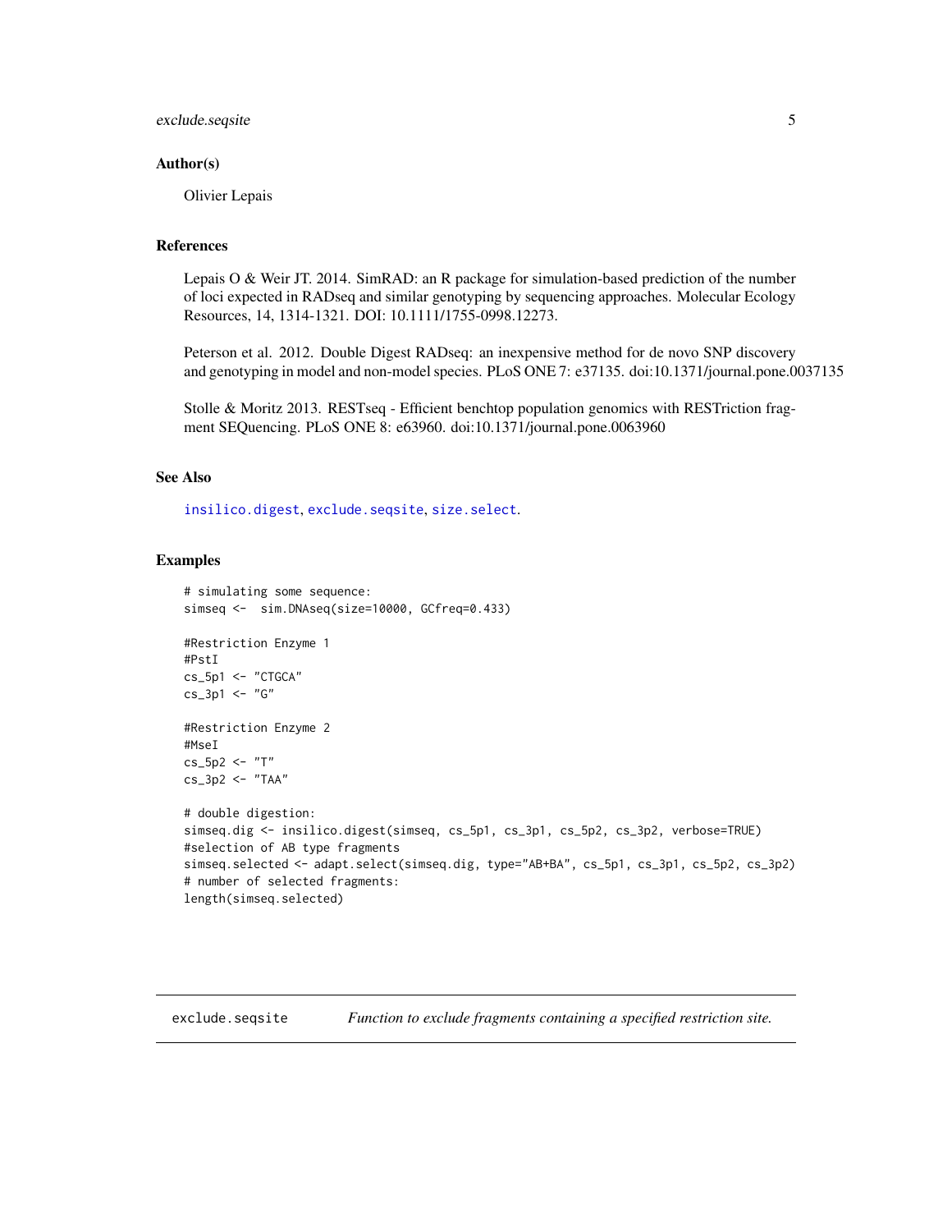### Author(s)

Olivier Lepais

### References

Lepais O & Weir JT. 2014. SimRAD: an R package for simulation-based prediction of the number of loci expected in RADseq and similar genotyping by sequencing approaches. Molecular Ecology Resources, 14, 1314-1321. DOI: 10.1111/1755-0998.12273.

Peterson et al. 2012. Double Digest RADseq: an inexpensive method for de novo SNP discovery and genotyping in model and non-model species. PLoS ONE 7: e37135. doi:10.1371/journal.pone.0037135

Stolle & Moritz 2013. RESTseq - Efficient benchtop population genomics with RESTriction fragment SEQuencing. PLoS ONE 8: e63960. doi:10.1371/journal.pone.0063960

### See Also

insilico.digest, exclude.seqsite, size.select.

### Examples

```
# simulating some sequence:
simseq <-  sim.DNAseq(size=10000, GCfreq=0.433)

#Restriction Enzyme 1
#PstI
cs_5p1 <- "CTGCA"
cs_3p1 <- "G"

#Restriction Enzyme 2
#MseI
cs_5p2 <- "T"
cs_3p2 <- "TAA"

# double digestion:
simseq.dig <- insilico.digest(simseq, cs_5p1, cs_3p1, cs_5p2, cs_3p2, verbose=TRUE)
#selection of AB type fragments
simseq.selected <- adapt.select(simseq.dig, type="AB+BA", cs_5p1, cs_3p1, cs_5p2, cs_3p2)
# number of selected fragments:
length(simseq.selected)
```

---

## exclude.seqsite — *Function to exclude fragments containing a specified restriction site.*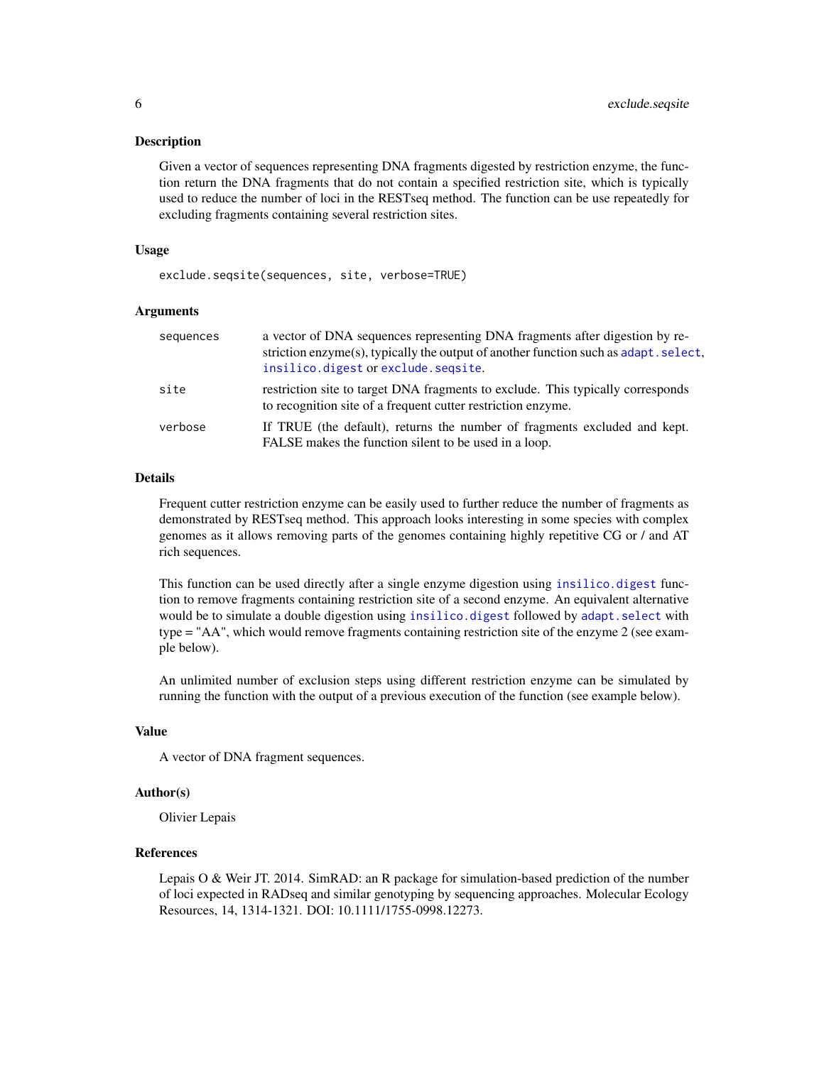## Description

Given a vector of sequences representing DNA fragments digested by restriction enzyme, the function return the DNA fragments that do not contain a specified restriction site, which is typically used to reduce the number of loci in the RESTseq method. The function can be use repeatedly for excluding fragments containing several restriction sites.

## Usage

```
exclude.seqsite(sequences, site, verbose=TRUE)
```

## Arguments

| | |
|---|---|
| `sequences` | a vector of DNA sequences representing DNA fragments after digestion by restriction enzyme(s), typically the output of another function such as `adapt.select`, `insilico.digest` or `exclude.seqsite`. |
| `site` | restriction site to target DNA fragments to exclude. This typically corresponds to recognition site of a frequent cutter restriction enzyme. |
| `verbose` | If TRUE (the default), returns the number of fragments excluded and kept. FALSE makes the function silent to be used in a loop. |

## Details

Frequent cutter restriction enzyme can be easily used to further reduce the number of fragments as demonstrated by RESTseq method. This approach looks interesting in some species with complex genomes as it allows removing parts of the genomes containing highly repetitive CG or / and AT rich sequences.

This function can be used directly after a single enzyme digestion using `insilico.digest` function to remove fragments containing restriction site of a second enzyme. An equivalent alternative would be to simulate a double digestion using `insilico.digest` followed by `adapt.select` with type = "AA", which would remove fragments containing restriction site of the enzyme 2 (see example below).

An unlimited number of exclusion steps using different restriction enzyme can be simulated by running the function with the output of a previous execution of the function (see example below).

## Value

A vector of DNA fragment sequences.

## Author(s)

Olivier Lepais

## References

Lepais O & Weir JT. 2014. SimRAD: an R package for simulation-based prediction of the number of loci expected in RADseq and similar genotyping by sequencing approaches. Molecular Ecology Resources, 14, 1314-1321. DOI: 10.1111/1755-0998.12273.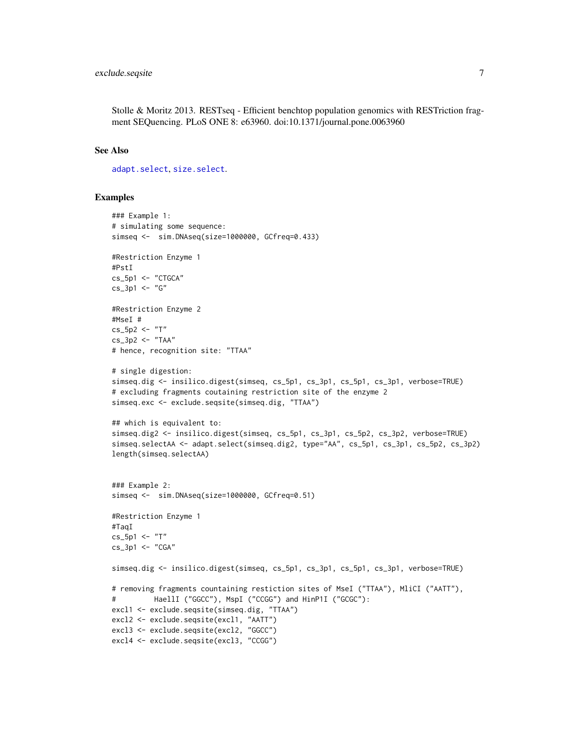Stolle & Moritz 2013. RESTseq - Efficient benchtop population genomics with RESTriction fragment SEQuencing. PLoS ONE 8: e63960. doi:10.1371/journal.pone.0063960

## See Also

adapt.select, size.select.

## Examples

```
### Example 1:
# simulating some sequence:
simseq <-  sim.DNAseq(size=1000000, GCfreq=0.433)

#Restriction Enzyme 1
#PstI
cs_5p1 <- "CTGCA"
cs_3p1 <- "G"

#Restriction Enzyme 2
#MseI #
cs_5p2 <- "T"
cs_3p2 <- "TAA"
# hence, recognition site: "TTAA"

# single digestion:
simseq.dig <- insilico.digest(simseq, cs_5p1, cs_3p1, cs_5p1, cs_3p1, verbose=TRUE)
# excluding fragments coutaining restriction site of the enzyme 2
simseq.exc <- exclude.seqsite(simseq.dig, "TTAA")

## which is equivalent to:
simseq.dig2 <- insilico.digest(simseq, cs_5p1, cs_3p1, cs_5p2, cs_3p2, verbose=TRUE)
simseq.selectAA <- adapt.select(simseq.dig2, type="AA", cs_5p1, cs_3p1, cs_5p2, cs_3p2)
length(simseq.selectAA)


### Example 2:
simseq <-  sim.DNAseq(size=1000000, GCfreq=0.51)

#Restriction Enzyme 1
#TaqI
cs_5p1 <- "T"
cs_3p1 <- "CGA"

simseq.dig <- insilico.digest(simseq, cs_5p1, cs_3p1, cs_5p1, cs_3p1, verbose=TRUE)

# removing fragments countaining restiction sites of MseI ("TTAA"), MliCI ("AATT"),
#         HaellI ("GGCC"), MspI ("CCGG") and HinP1I ("GCGC"):
excl1 <- exclude.seqsite(simseq.dig, "TTAA")
excl2 <- exclude.seqsite(excl1, "AATT")
excl3 <- exclude.seqsite(excl2, "GGCC")
excl4 <- exclude.seqsite(excl3, "CCGG")
```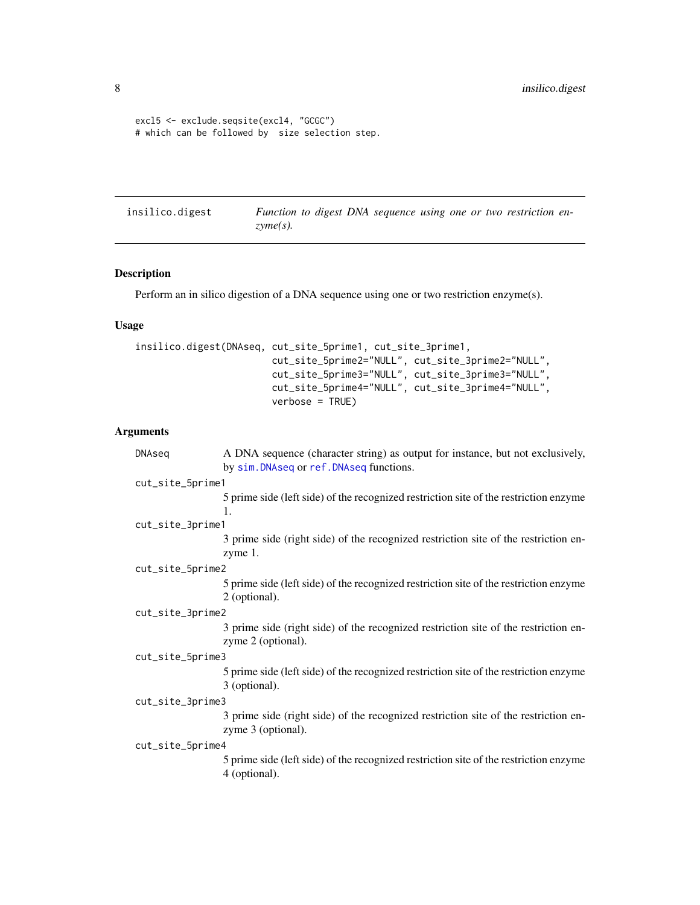```
excl5 <- exclude.seqsite(excl4, "GCGC")
# which can be followed by  size selection step.
```

---

## insilico.digest — *Function to digest DNA sequence using one or two restriction enzyme(s).*

---

### Description

Perform an in silico digestion of a DNA sequence using one or two restriction enzyme(s).

### Usage

```
insilico.digest(DNAseq, cut_site_5prime1, cut_site_3prime1,
                        cut_site_5prime2="NULL", cut_site_3prime2="NULL",
                        cut_site_5prime3="NULL", cut_site_3prime3="NULL",
                        cut_site_5prime4="NULL", cut_site_3prime4="NULL",
                        verbose = TRUE)
```

### Arguments

`DNAseq`
: A DNA sequence (character string) as output for instance, but not exclusively, by `sim.DNAseq` or `ref.DNAseq` functions.

`cut_site_5prime1`
: 5 prime side (left side) of the recognized restriction site of the restriction enzyme 1.

`cut_site_3prime1`
: 3 prime side (right side) of the recognized restriction site of the restriction enzyme 1.

`cut_site_5prime2`
: 5 prime side (left side) of the recognized restriction site of the restriction enzyme 2 (optional).

`cut_site_3prime2`
: 3 prime side (right side) of the recognized restriction site of the restriction enzyme 2 (optional).

`cut_site_5prime3`
: 5 prime side (left side) of the recognized restriction site of the restriction enzyme 3 (optional).

`cut_site_3prime3`
: 3 prime side (right side) of the recognized restriction site of the restriction enzyme 3 (optional).

`cut_site_5prime4`
: 5 prime side (left side) of the recognized restriction site of the restriction enzyme 4 (optional).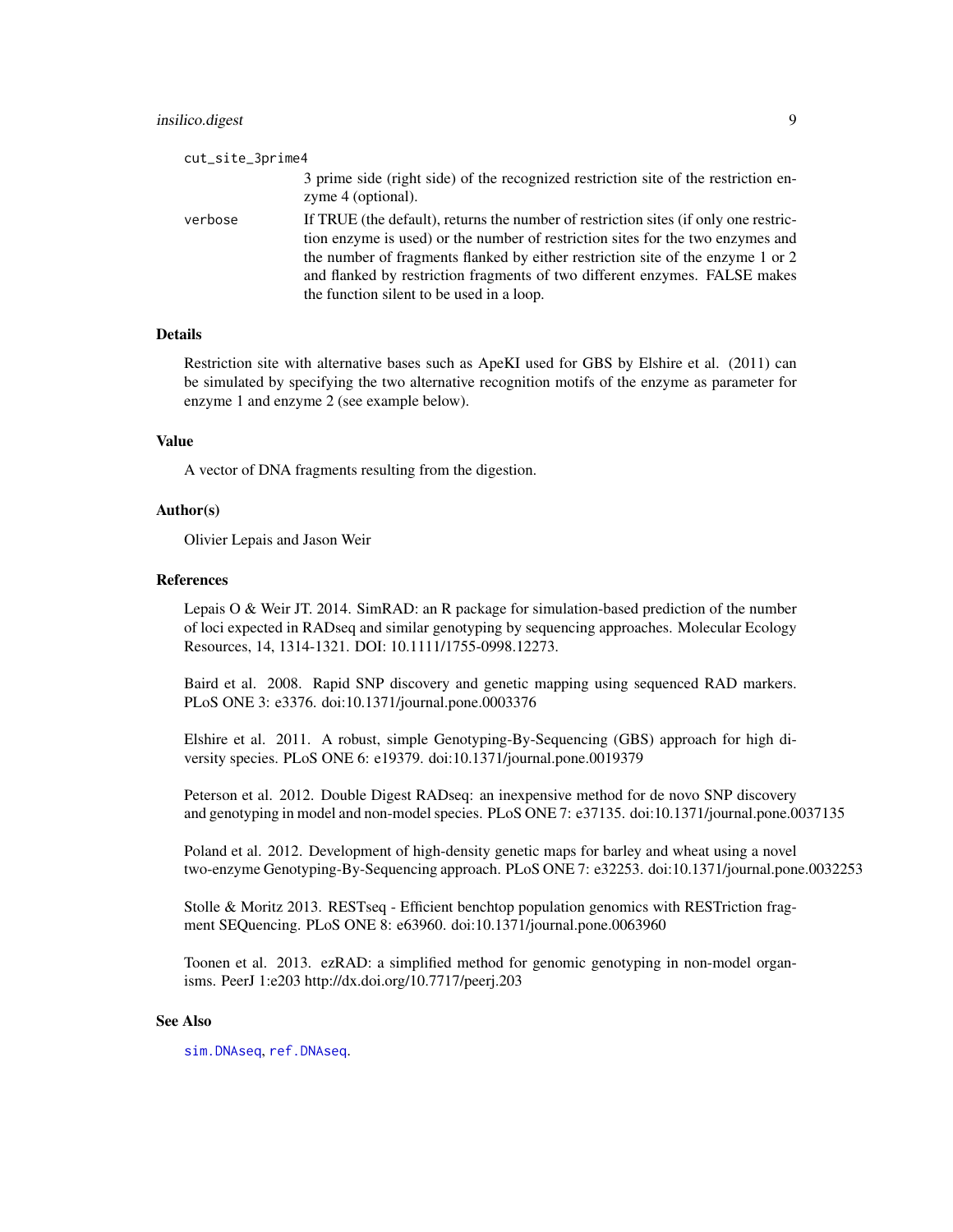cut_site_3prime4
: 3 prime side (right side) of the recognized restriction site of the restriction enzyme 4 (optional).

verbose
: If TRUE (the default), returns the number of restriction sites (if only one restriction enzyme is used) or the number of restriction sites for the two enzymes and the number of fragments flanked by either restriction site of the enzyme 1 or 2 and flanked by restriction fragments of two different enzymes. FALSE makes the function silent to be used in a loop.

### Details

Restriction site with alternative bases such as ApeKI used for GBS by Elshire et al. (2011) can be simulated by specifying the two alternative recognition motifs of the enzyme as parameter for enzyme 1 and enzyme 2 (see example below).

### Value

A vector of DNA fragments resulting from the digestion.

### Author(s)

Olivier Lepais and Jason Weir

### References

Lepais O & Weir JT. 2014. SimRAD: an R package for simulation-based prediction of the number of loci expected in RADseq and similar genotyping by sequencing approaches. Molecular Ecology Resources, 14, 1314-1321. DOI: 10.1111/1755-0998.12273.

Baird et al. 2008. Rapid SNP discovery and genetic mapping using sequenced RAD markers. PLoS ONE 3: e3376. doi:10.1371/journal.pone.0003376

Elshire et al. 2011. A robust, simple Genotyping-By-Sequencing (GBS) approach for high diversity species. PLoS ONE 6: e19379. doi:10.1371/journal.pone.0019379

Peterson et al. 2012. Double Digest RADseq: an inexpensive method for de novo SNP discovery and genotyping in model and non-model species. PLoS ONE 7: e37135. doi:10.1371/journal.pone.0037135

Poland et al. 2012. Development of high-density genetic maps for barley and wheat using a novel two-enzyme Genotyping-By-Sequencing approach. PLoS ONE 7: e32253. doi:10.1371/journal.pone.0032253

Stolle & Moritz 2013. RESTseq - Efficient benchtop population genomics with RESTriction fragment SEQuencing. PLoS ONE 8: e63960. doi:10.1371/journal.pone.0063960

Toonen et al. 2013. ezRAD: a simplified method for genomic genotyping in non-model organisms. PeerJ 1:e203 http://dx.doi.org/10.7717/peerj.203

### See Also

`sim.DNAseq`, `ref.DNAseq`.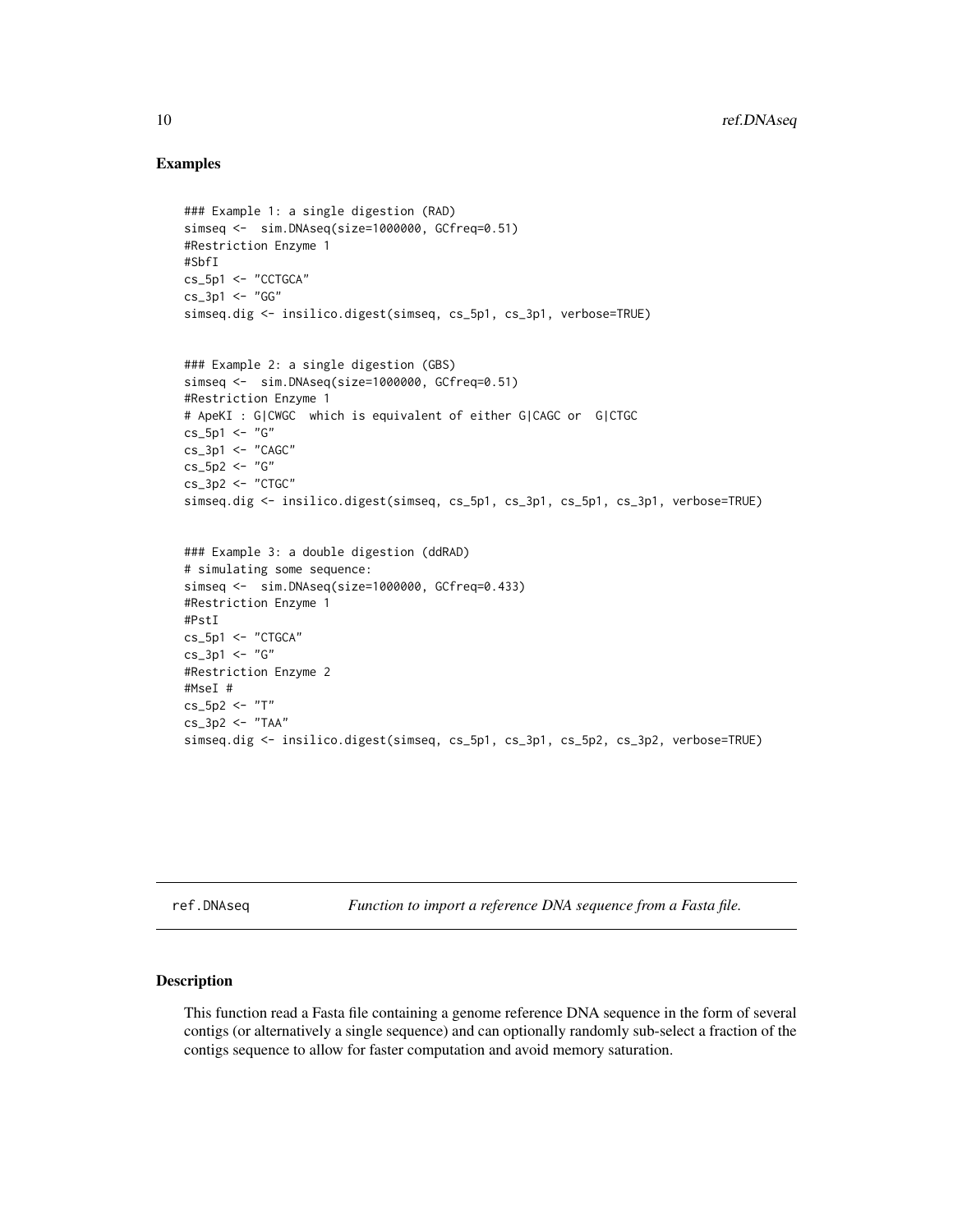## Examples

```
### Example 1: a single digestion (RAD)
simseq <-  sim.DNAseq(size=1000000, GCfreq=0.51)
#Restriction Enzyme 1
#SbfI
cs_5p1 <- "CCTGCA"
cs_3p1 <- "GG"
simseq.dig <- insilico.digest(simseq, cs_5p1, cs_3p1, verbose=TRUE)


### Example 2: a single digestion (GBS)
simseq <-  sim.DNAseq(size=1000000, GCfreq=0.51)
#Restriction Enzyme 1
# ApeKI : G|CWGC  which is equivalent of either G|CAGC or  G|CTGC
cs_5p1 <- "G"
cs_3p1 <- "CAGC"
cs_5p2 <- "G"
cs_3p2 <- "CTGC"
simseq.dig <- insilico.digest(simseq, cs_5p1, cs_3p1, cs_5p1, cs_3p1, verbose=TRUE)


### Example 3: a double digestion (ddRAD)
# simulating some sequence:
simseq <-  sim.DNAseq(size=1000000, GCfreq=0.433)
#Restriction Enzyme 1
#PstI
cs_5p1 <- "CTGCA"
cs_3p1 <- "G"
#Restriction Enzyme 2
#MseI #
cs_5p2 <- "T"
cs_3p2 <- "TAA"
simseq.dig <- insilico.digest(simseq, cs_5p1, cs_3p1, cs_5p2, cs_3p2, verbose=TRUE)
```

---

ref.DNAseq *Function to import a reference DNA sequence from a Fasta file.*

---

## Description

This function read a Fasta file containing a genome reference DNA sequence in the form of several contigs (or alternatively a single sequence) and can optionally randomly sub-select a fraction of the contigs sequence to allow for faster computation and avoid memory saturation.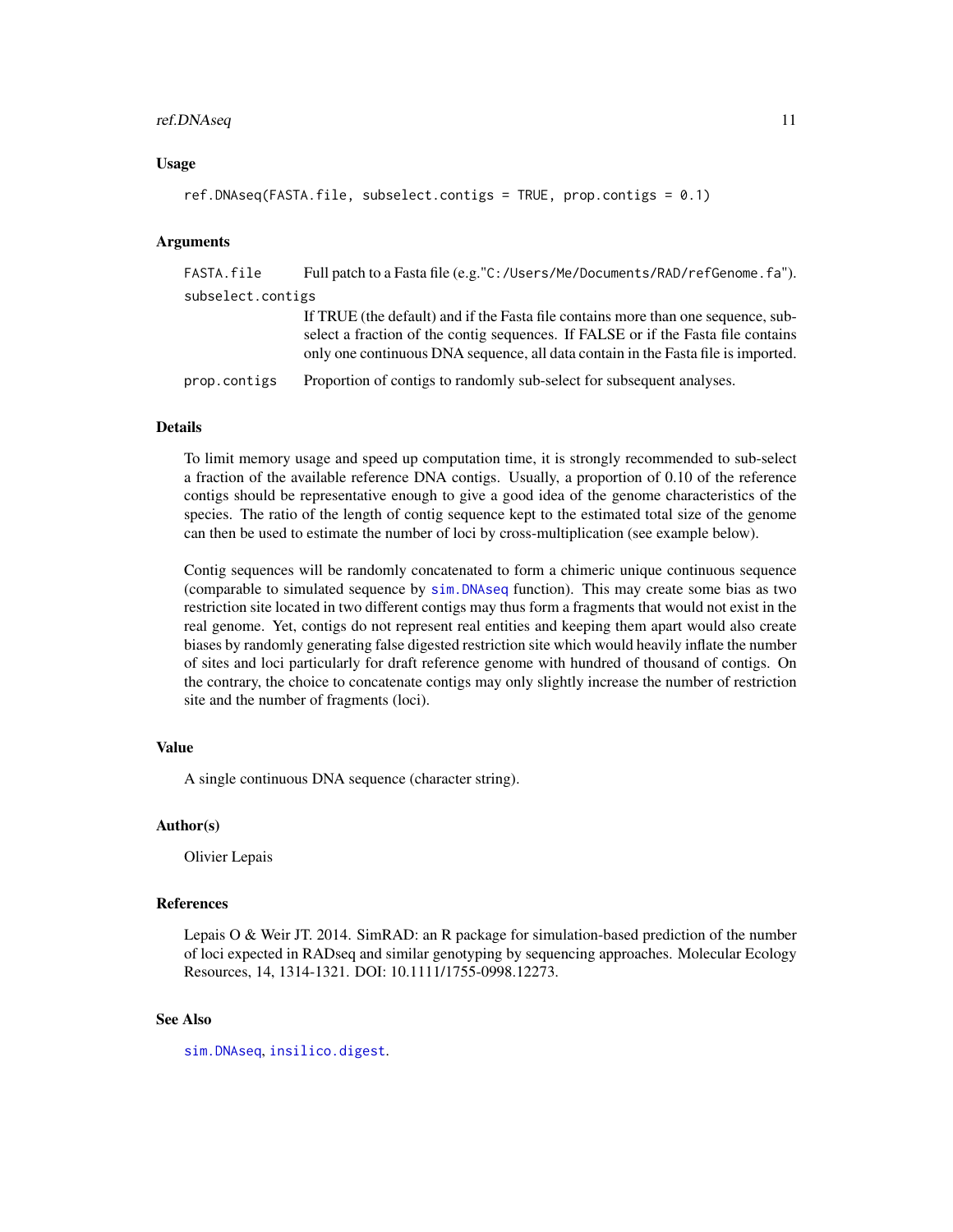## Usage

```
ref.DNAseq(FASTA.file, subselect.contigs = TRUE, prop.contigs = 0.1)
```

## Arguments

| | |
|---|---|
| FASTA.file | Full patch to a Fasta file (e.g."C:/Users/Me/Documents/RAD/refGenome.fa"). |
| subselect.contigs | If TRUE (the default) and if the Fasta file contains more than one sequence, sub-select a fraction of the contig sequences. If FALSE or if the Fasta file contains only one continuous DNA sequence, all data contain in the Fasta file is imported. |
| prop.contigs | Proportion of contigs to randomly sub-select for subsequent analyses. |

## Details

To limit memory usage and speed up computation time, it is strongly recommended to sub-select a fraction of the available reference DNA contigs. Usually, a proportion of 0.10 of the reference contigs should be representative enough to give a good idea of the genome characteristics of the species. The ratio of the length of contig sequence kept to the estimated total size of the genome can then be used to estimate the number of loci by cross-multiplication (see example below).

Contig sequences will be randomly concatenated to form a chimeric unique continuous sequence (comparable to simulated sequence by `sim.DNAseq` function). This may create some bias as two restriction site located in two different contigs may thus form a fragments that would not exist in the real genome. Yet, contigs do not represent real entities and keeping them apart would also create biases by randomly generating false digested restriction site which would heavily inflate the number of sites and loci particularly for draft reference genome with hundred of thousand of contigs. On the contrary, the choice to concatenate contigs may only slightly increase the number of restriction site and the number of fragments (loci).

## Value

A single continuous DNA sequence (character string).

## Author(s)

Olivier Lepais

## References

Lepais O & Weir JT. 2014. SimRAD: an R package for simulation-based prediction of the number of loci expected in RADseq and similar genotyping by sequencing approaches. Molecular Ecology Resources, 14, 1314-1321. DOI: 10.1111/1755-0998.12273.

## See Also

`sim.DNAseq`, `insilico.digest`.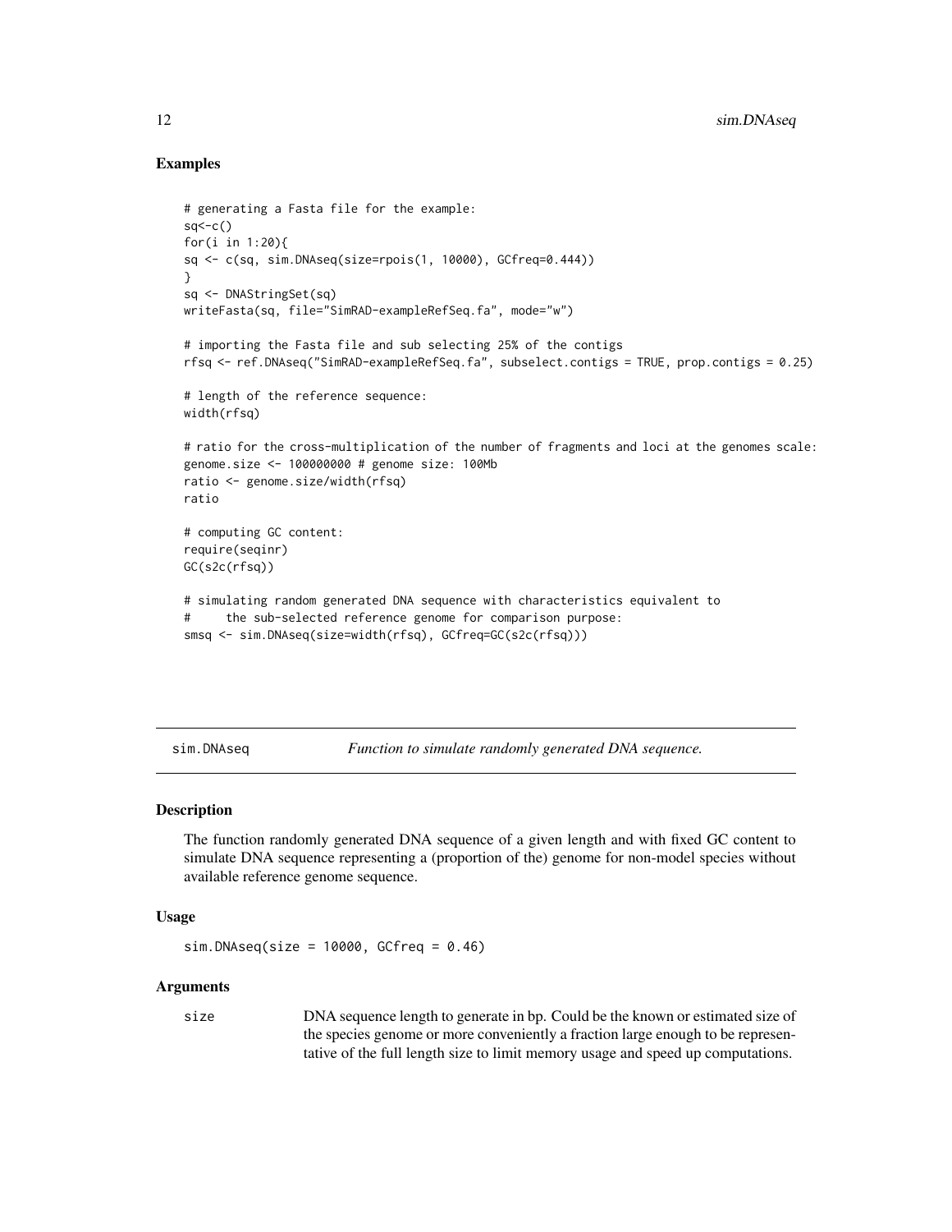### Examples

```
# generating a Fasta file for the example:
sq<-c()
for(i in 1:20){
sq <- c(sq, sim.DNAseq(size=rpois(1, 10000), GCfreq=0.444))
}
sq <- DNAStringSet(sq)
writeFasta(sq, file="SimRAD-exampleRefSeq.fa", mode="w")

# importing the Fasta file and sub selecting 25% of the contigs
rfsq <- ref.DNAseq("SimRAD-exampleRefSeq.fa", subselect.contigs = TRUE, prop.contigs = 0.25)

# length of the reference sequence:
width(rfsq)

# ratio for the cross-multiplication of the number of fragments and loci at the genomes scale:
genome.size <- 100000000 # genome size: 100Mb
ratio <- genome.size/width(rfsq)
ratio

# computing GC content:
require(seqinr)
GC(s2c(rfsq))

# simulating random generated DNA sequence with characteristics equivalent to
#     the sub-selected reference genome for comparison purpose:
smsq <- sim.DNAseq(size=width(rfsq), GCfreq=GC(s2c(rfsq)))
```

## sim.DNAseq — *Function to simulate randomly generated DNA sequence.*

### Description

The function randomly generated DNA sequence of a given length and with fixed GC content to simulate DNA sequence representing a (proportion of the) genome for non-model species without available reference genome sequence.

### Usage

```
sim.DNAseq(size = 10000, GCfreq = 0.46)
```

### Arguments

| | |
|---|---|
| size | DNA sequence length to generate in bp. Could be the known or estimated size of the species genome or more conveniently a fraction large enough to be representative of the full length size to limit memory usage and speed up computations. |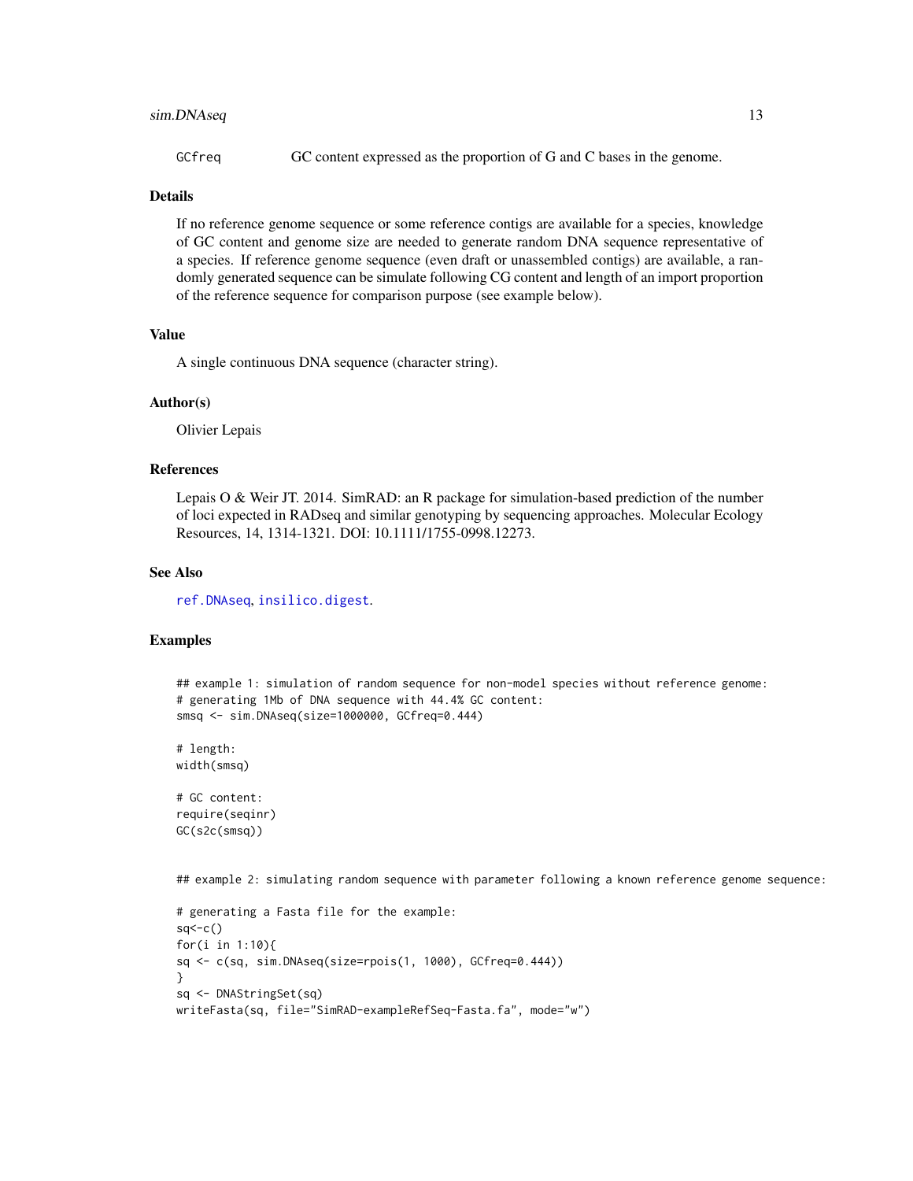GCfreq GC content expressed as the proportion of G and C bases in the genome.

## Details

If no reference genome sequence or some reference contigs are available for a species, knowledge of GC content and genome size are needed to generate random DNA sequence representative of a species. If reference genome sequence (even draft or unassembled contigs) are available, a randomly generated sequence can be simulate following CG content and length of an import proportion of the reference sequence for comparison purpose (see example below).

## Value

A single continuous DNA sequence (character string).

## Author(s)

Olivier Lepais

## References

Lepais O & Weir JT. 2014. SimRAD: an R package for simulation-based prediction of the number of loci expected in RADseq and similar genotyping by sequencing approaches. Molecular Ecology Resources, 14, 1314-1321. DOI: 10.1111/1755-0998.12273.

## See Also

ref.DNAseq, insilico.digest.

## Examples

```
## example 1: simulation of random sequence for non-model species without reference genome:
# generating 1Mb of DNA sequence with 44.4% GC content:
smsq <- sim.DNAseq(size=1000000, GCfreq=0.444)

# length:
width(smsq)

# GC content:
require(seqinr)
GC(s2c(smsq))


## example 2: simulating random sequence with parameter following a known reference genome sequence:

# generating a Fasta file for the example:
sq<-c()
for(i in 1:10){
sq <- c(sq, sim.DNAseq(size=rpois(1, 1000), GCfreq=0.444))
}
sq <- DNAStringSet(sq)
writeFasta(sq, file="SimRAD-exampleRefSeq-Fasta.fa", mode="w")
```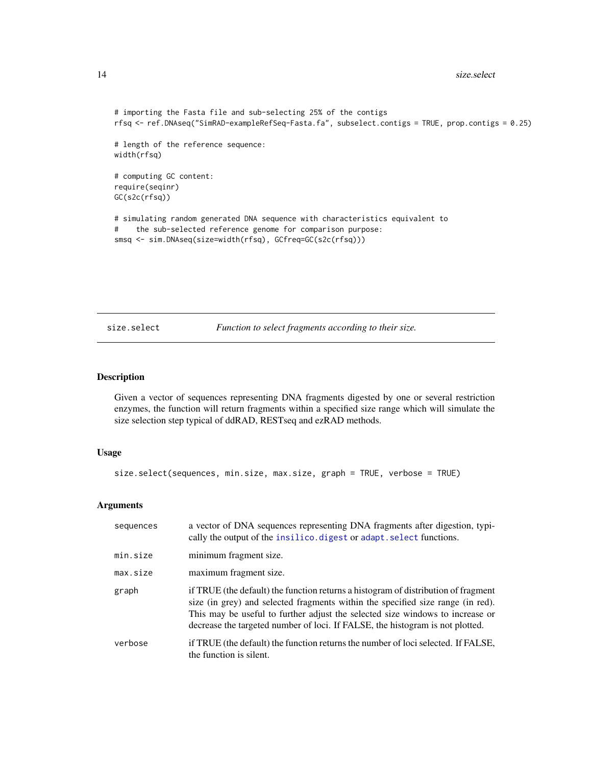```
# importing the Fasta file and sub-selecting 25% of the contigs
rfsq <- ref.DNAseq("SimRAD-exampleRefSeq-Fasta.fa", subselect.contigs = TRUE, prop.contigs = 0.25)

# length of the reference sequence:
width(rfsq)

# computing GC content:
require(seqinr)
GC(s2c(rfsq))

# simulating random generated DNA sequence with characteristics equivalent to
#    the sub-selected reference genome for comparison purpose:
smsq <- sim.DNAseq(size=width(rfsq), GCfreq=GC(s2c(rfsq)))
```

---

## size.select — *Function to select fragments according to their size.*

### Description

Given a vector of sequences representing DNA fragments digested by one or several restriction enzymes, the function will return fragments within a specified size range which will simulate the size selection step typical of ddRAD, RESTseq and ezRAD methods.

### Usage

```
size.select(sequences, min.size, max.size, graph = TRUE, verbose = TRUE)
```

### Arguments

| | |
|---|---|
| `sequences` | a vector of DNA sequences representing DNA fragments after digestion, typically the output of the `insilico.digest` or `adapt.select` functions. |
| `min.size` | minimum fragment size. |
| `max.size` | maximum fragment size. |
| `graph` | if TRUE (the default) the function returns a histogram of distribution of fragment size (in grey) and selected fragments within the specified size range (in red). This may be useful to further adjust the selected size windows to increase or decrease the targeted number of loci. If FALSE, the histogram is not plotted. |
| `verbose` | if TRUE (the default) the function returns the number of loci selected. If FALSE, the function is silent. |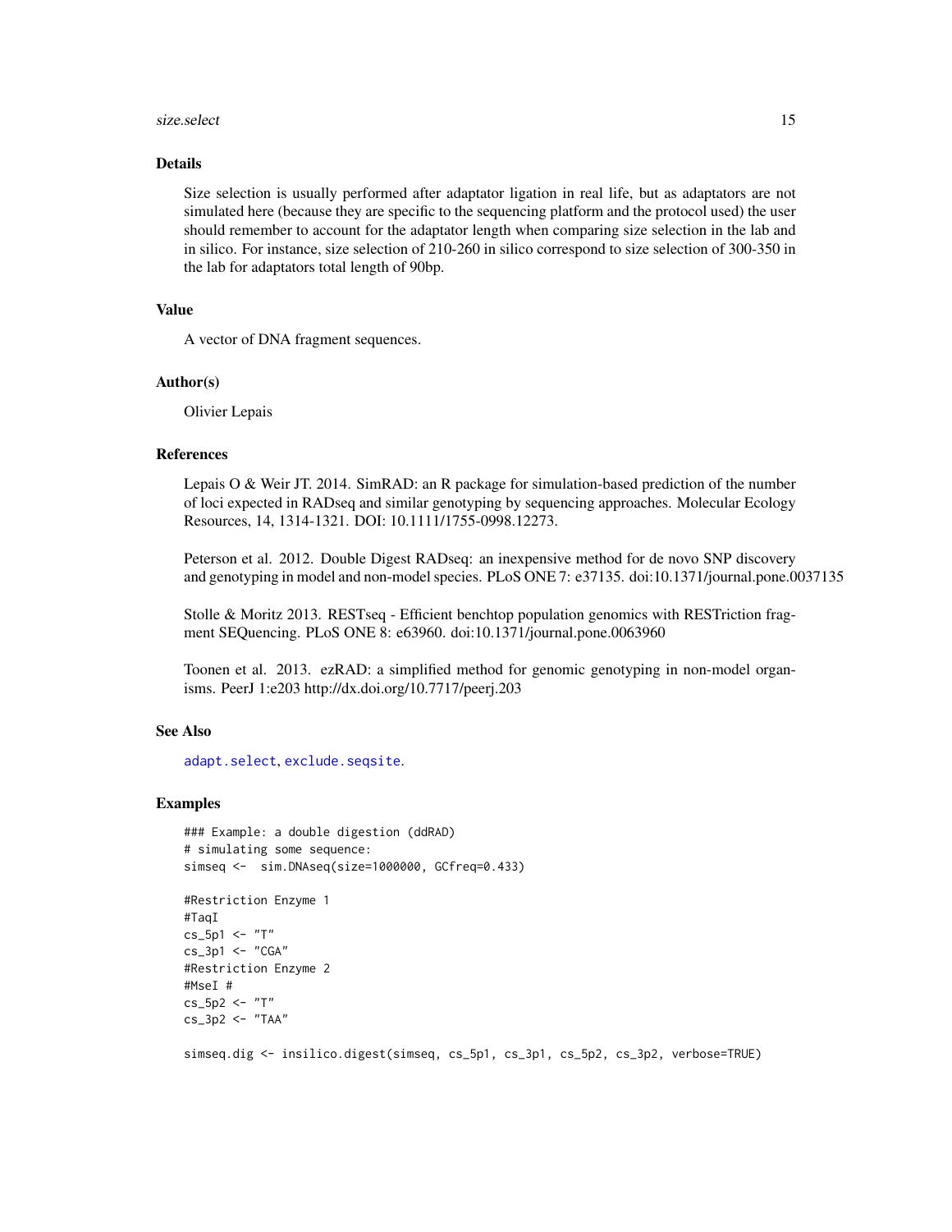## Details

Size selection is usually performed after adaptator ligation in real life, but as adaptators are not simulated here (because they are specific to the sequencing platform and the protocol used) the user should remember to account for the adaptator length when comparing size selection in the lab and in silico. For instance, size selection of 210-260 in silico correspond to size selection of 300-350 in the lab for adaptators total length of 90bp.

## Value

A vector of DNA fragment sequences.

## Author(s)

Olivier Lepais

## References

Lepais O & Weir JT. 2014. SimRAD: an R package for simulation-based prediction of the number of loci expected in RADseq and similar genotyping by sequencing approaches. Molecular Ecology Resources, 14, 1314-1321. DOI: 10.1111/1755-0998.12273.

Peterson et al. 2012. Double Digest RADseq: an inexpensive method for de novo SNP discovery and genotyping in model and non-model species. PLoS ONE 7: e37135. doi:10.1371/journal.pone.0037135

Stolle & Moritz 2013. RESTseq - Efficient benchtop population genomics with RESTriction fragment SEQuencing. PLoS ONE 8: e63960. doi:10.1371/journal.pone.0063960

Toonen et al. 2013. ezRAD: a simplified method for genomic genotyping in non-model organisms. PeerJ 1:e203 http://dx.doi.org/10.7717/peerj.203

## See Also

adapt.select, exclude.seqsite.

## Examples

```
### Example: a double digestion (ddRAD)
# simulating some sequence:
simseq <-  sim.DNAseq(size=1000000, GCfreq=0.433)

#Restriction Enzyme 1
#TaqI
cs_5p1 <- "T"
cs_3p1 <- "CGA"
#Restriction Enzyme 2
#MseI #
cs_5p2 <- "T"
cs_3p2 <- "TAA"

simseq.dig <- insilico.digest(simseq, cs_5p1, cs_3p1, cs_5p2, cs_3p2, verbose=TRUE)
```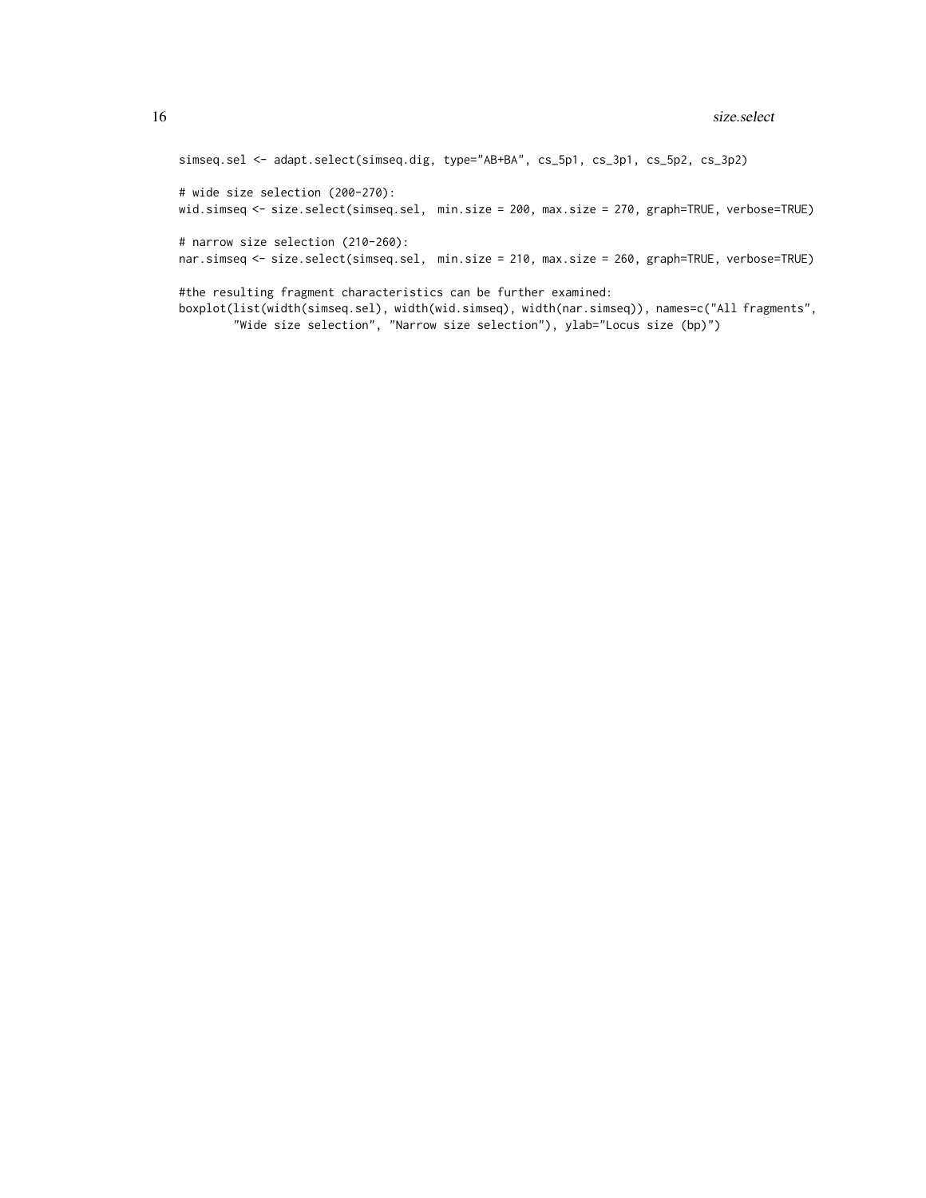```
simseq.sel <- adapt.select(simseq.dig, type="AB+BA", cs_5p1, cs_3p1, cs_5p2, cs_3p2)

# wide size selection (200-270):
wid.simseq <- size.select(simseq.sel,  min.size = 200, max.size = 270, graph=TRUE, verbose=TRUE)

# narrow size selection (210-260):
nar.simseq <- size.select(simseq.sel,  min.size = 210, max.size = 260, graph=TRUE, verbose=TRUE)

#the resulting fragment characteristics can be further examined:
boxplot(list(width(simseq.sel), width(wid.simseq), width(nar.simseq)), names=c("All fragments",
        "Wide size selection", "Narrow size selection"), ylab="Locus size (bp)")
```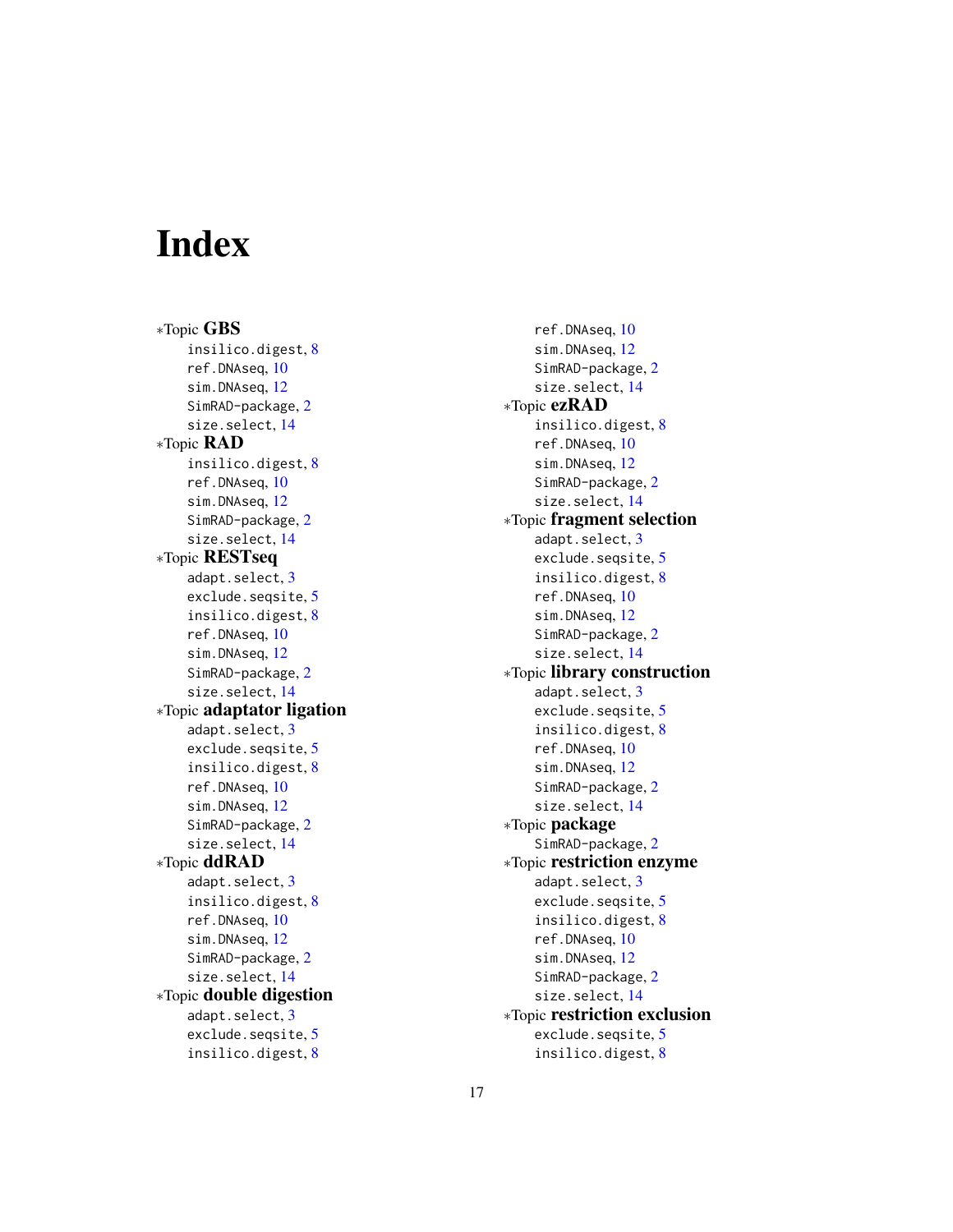# Index

*Topic **GBS**
- insilico.digest, 8
- ref.DNAseq, 10
- sim.DNAseq, 12
- SimRAD-package, 2
- size.select, 14

*Topic **RAD**
- insilico.digest, 8
- ref.DNAseq, 10
- sim.DNAseq, 12
- SimRAD-package, 2
- size.select, 14

*Topic **RESTseq**
- adapt.select, 3
- exclude.seqsite, 5
- insilico.digest, 8
- ref.DNAseq, 10
- sim.DNAseq, 12
- SimRAD-package, 2
- size.select, 14

*Topic **adaptator ligation**
- adapt.select, 3
- exclude.seqsite, 5
- insilico.digest, 8
- ref.DNAseq, 10
- sim.DNAseq, 12
- SimRAD-package, 2
- size.select, 14

*Topic **ddRAD**
- adapt.select, 3
- insilico.digest, 8
- ref.DNAseq, 10
- sim.DNAseq, 12
- SimRAD-package, 2
- size.select, 14

*Topic **double digestion**
- adapt.select, 3
- exclude.seqsite, 5
- insilico.digest, 8
- ref.DNAseq, 10
- sim.DNAseq, 12
- SimRAD-package, 2
- size.select, 14

*Topic **ezRAD**
- insilico.digest, 8
- ref.DNAseq, 10
- sim.DNAseq, 12
- SimRAD-package, 2
- size.select, 14

*Topic **fragment selection**
- adapt.select, 3
- exclude.seqsite, 5
- insilico.digest, 8
- ref.DNAseq, 10
- sim.DNAseq, 12
- SimRAD-package, 2
- size.select, 14

*Topic **library construction**
- adapt.select, 3
- exclude.seqsite, 5
- insilico.digest, 8
- ref.DNAseq, 10
- sim.DNAseq, 12
- SimRAD-package, 2
- size.select, 14

*Topic **package**
- SimRAD-package, 2

*Topic **restriction enzyme**
- adapt.select, 3
- exclude.seqsite, 5
- insilico.digest, 8
- ref.DNAseq, 10
- sim.DNAseq, 12
- SimRAD-package, 2
- size.select, 14

*Topic **restriction exclusion**
- exclude.seqsite, 5
- insilico.digest, 8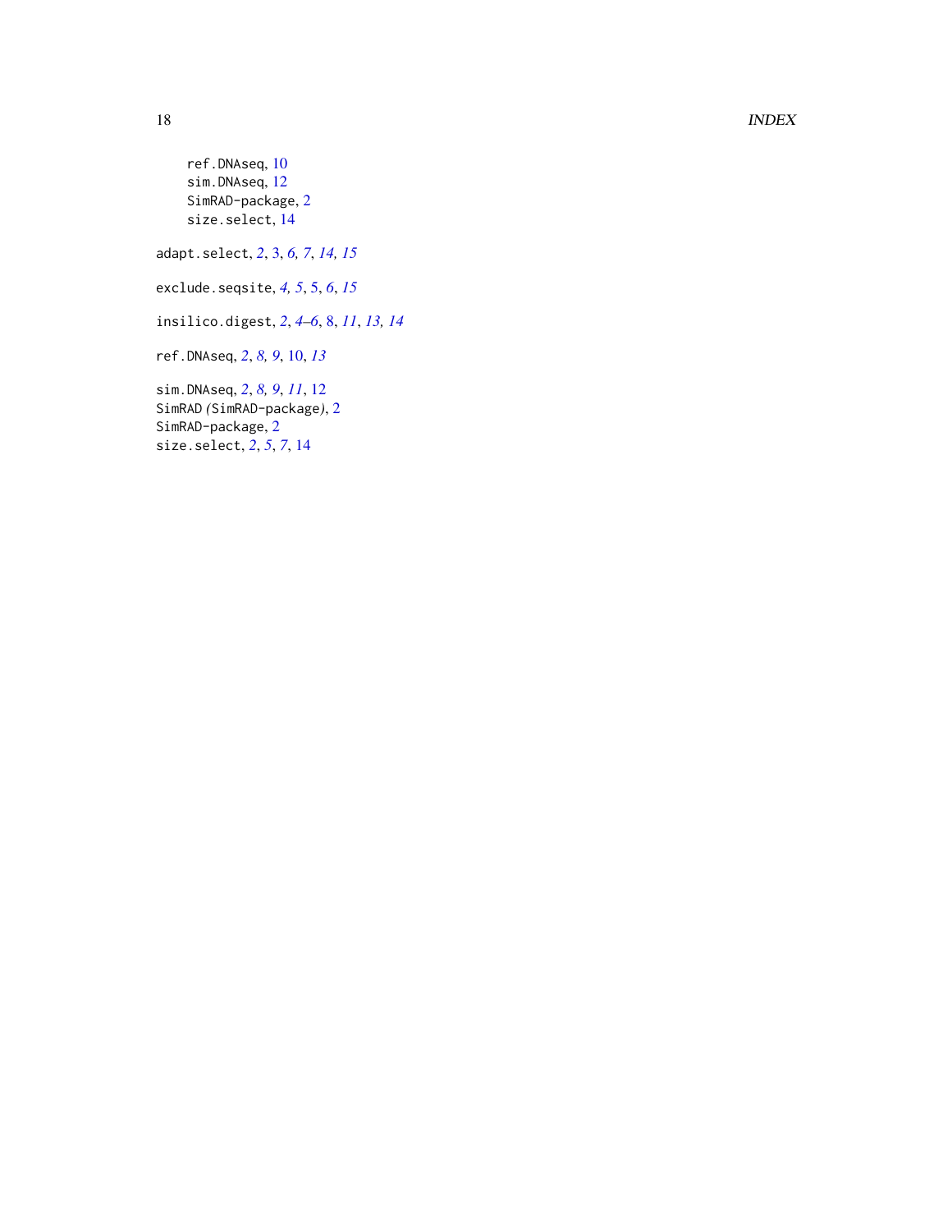ref.DNAseq, 10
sim.DNAseq, 12
SimRAD-package, 2
size.select, 14

adapt.select, *2*, 3, *6, 7*, *14, 15*

exclude.seqsite, *4, 5*, 5, *6*, *15*

insilico.digest, *2*, *4–6*, 8, *11*, *13, 14*

ref.DNAseq, *2*, *8, 9*, 10, *13*

sim.DNAseq, *2*, *8, 9*, *11*, 12
SimRAD *(*SimRAD-package*)*, 2
SimRAD-package, 2
size.select, *2*, *5*, *7*, 14